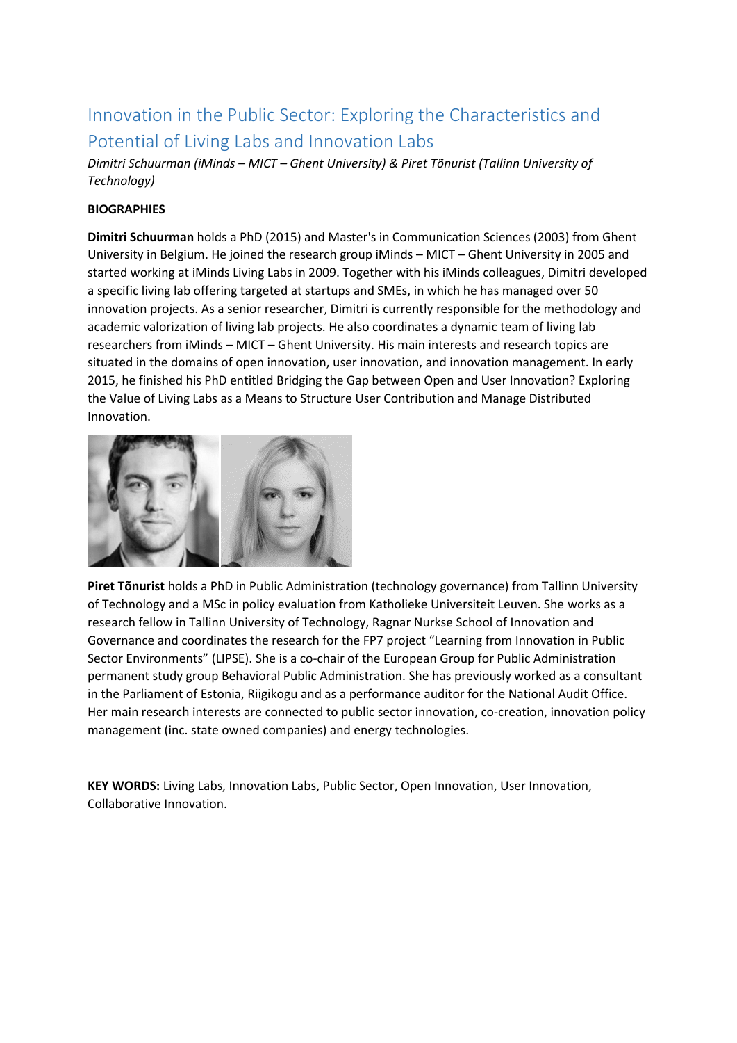# Innovation in the Public Sector: Exploring the Characteristics and Potential of Living Labs and Innovation Labs

*Dimitri Schuurman (iMinds – MICT – Ghent University) & Piret Tõnurist (Tallinn University of Technology)*

**BIOGRAPHIES**

**Dimitri Schuurman** holds a PhD (2015) and Master's in Communication Sciences (2003) from Ghent University in Belgium. He joined the research group iMinds – MICT – Ghent University in 2005 and started working at iMinds Living Labs in 2009. Together with his iMinds colleagues, Dimitri developed a specific living lab offering targeted at startups and SMEs, in which he has managed over 50 innovation projects. As a senior researcher, Dimitri is currently responsible for the methodology and academic valorization of living lab projects. He also coordinates a dynamic team of living lab researchers from iMinds – MICT – Ghent University. His main interests and research topics are situated in the domains of open innovation, user innovation, and innovation management. In early 2015, he finished his PhD entitled Bridging the Gap between Open and User Innovation? Exploring the Value of Living Labs as a Means to Structure User Contribution and Manage Distributed Innovation.

**Piret Tõnurist** holds a PhD in Public Administration (technology governance) from Tallinn University of Technology and a MSc in policy evaluation from Katholieke Universiteit Leuven. She works as a research fellow in Tallinn University of Technology, Ragnar Nurkse School of Innovation and Governance and coordinates the research for the FP7 project "Learning from Innovation in Public Sector Environments" (LIPSE). She is a co-chair of the European Group for Public Administration permanent study group Behavioral Public Administration. She has previously worked as a consultant in the Parliament of Estonia, Riigikogu and as a performance auditor for the National Audit Office. Her main research interests are connected to public sector innovation, co-creation, innovation policy management (inc. state owned companies) and energy technologies.

**KEY WORDS:** Living Labs, Innovation Labs, Public Sector, Open Innovation, User Innovation, Collaborative Innovation.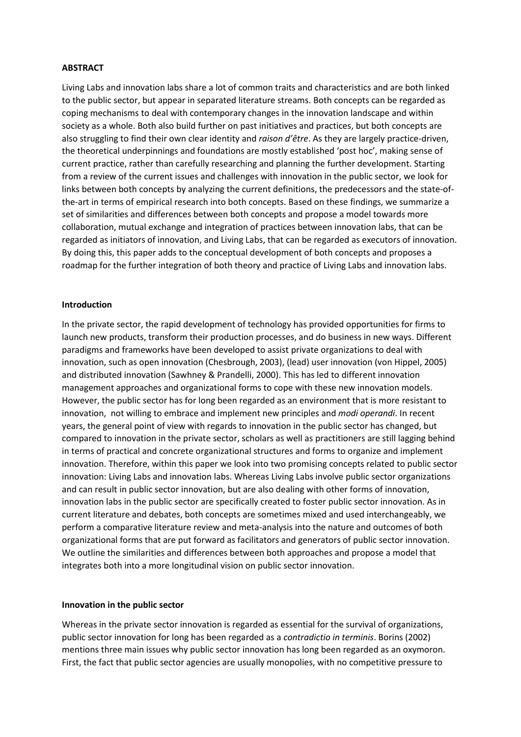**ABSTRACT**

Living Labs and innovation labs share a lot of common traits and characteristics and are both linked to the public sector, but appear in separated literature streams. Both concepts can be regarded as coping mechanisms to deal with contemporary changes in the innovation landscape and within society as a whole. Both also build further on past initiatives and practices, but both concepts are also struggling to find their own clear identity and *raison d'être*. As they are largely practice-driven, the theoretical underpinnings and foundations are mostly established 'post hoc', making sense of current practice, rather than carefully researching and planning the further development. Starting from a review of the current issues and challenges with innovation in the public sector, we look for links between both concepts by analyzing the current definitions, the predecessors and the state-of-the-art in terms of empirical research into both concepts. Based on these findings, we summarize a set of similarities and differences between both concepts and propose a model towards more collaboration, mutual exchange and integration of practices between innovation labs, that can be regarded as initiators of innovation, and Living Labs, that can be regarded as executors of innovation. By doing this, this paper adds to the conceptual development of both concepts and proposes a roadmap for the further integration of both theory and practice of Living Labs and innovation labs.

**Introduction**

In the private sector, the rapid development of technology has provided opportunities for firms to launch new products, transform their production processes, and do business in new ways. Different paradigms and frameworks have been developed to assist private organizations to deal with innovation, such as open innovation (Chesbrough, 2003), (lead) user innovation (von Hippel, 2005) and distributed innovation (Sawhney & Prandelli, 2000). This has led to different innovation management approaches and organizational forms to cope with these new innovation models. However, the public sector has for long been regarded as an environment that is more resistant to innovation, not willing to embrace and implement new principles and *modi operandi*. In recent years, the general point of view with regards to innovation in the public sector has changed, but compared to innovation in the private sector, scholars as well as practitioners are still lagging behind in terms of practical and concrete organizational structures and forms to organize and implement innovation. Therefore, within this paper we look into two promising concepts related to public sector innovation: Living Labs and innovation labs. Whereas Living Labs involve public sector organizations and can result in public sector innovation, but are also dealing with other forms of innovation, innovation labs in the public sector are specifically created to foster public sector innovation. As in current literature and debates, both concepts are sometimes mixed and used interchangeably, we perform a comparative literature review and meta-analysis into the nature and outcomes of both organizational forms that are put forward as facilitators and generators of public sector innovation. We outline the similarities and differences between both approaches and propose a model that integrates both into a more longitudinal vision on public sector innovation.

**Innovation in the public sector**

Whereas in the private sector innovation is regarded as essential for the survival of organizations, public sector innovation for long has been regarded as a *contradictio in terminis*. Borins (2002) mentions three main issues why public sector innovation has long been regarded as an oxymoron. First, the fact that public sector agencies are usually monopolies, with no competitive pressure to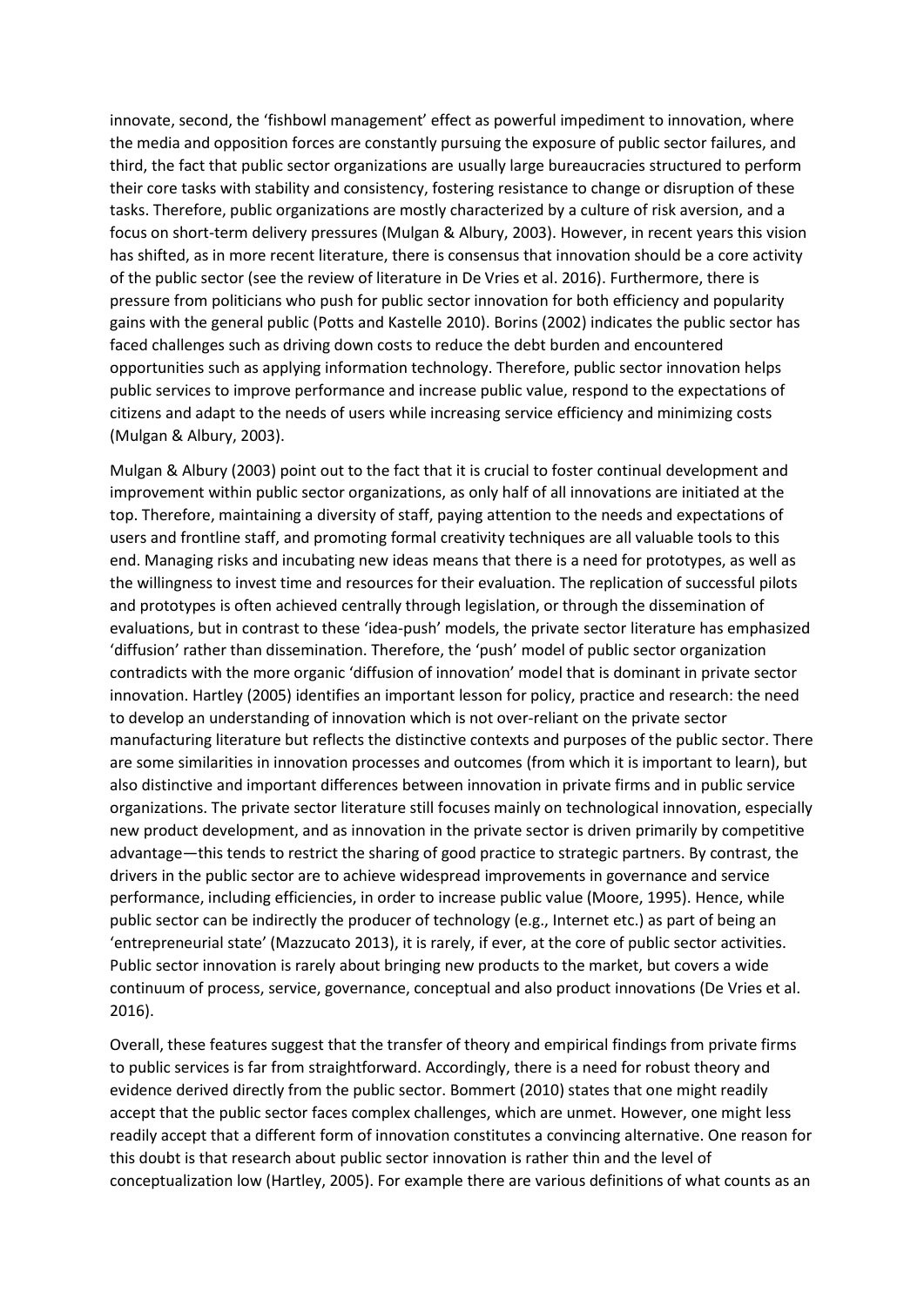innovate, second, the 'fishbowl management' effect as powerful impediment to innovation, where the media and opposition forces are constantly pursuing the exposure of public sector failures, and third, the fact that public sector organizations are usually large bureaucracies structured to perform their core tasks with stability and consistency, fostering resistance to change or disruption of these tasks. Therefore, public organizations are mostly characterized by a culture of risk aversion, and a focus on short-term delivery pressures (Mulgan & Albury, 2003). However, in recent years this vision has shifted, as in more recent literature, there is consensus that innovation should be a core activity of the public sector (see the review of literature in De Vries et al. 2016). Furthermore, there is pressure from politicians who push for public sector innovation for both efficiency and popularity gains with the general public (Potts and Kastelle 2010). Borins (2002) indicates the public sector has faced challenges such as driving down costs to reduce the debt burden and encountered opportunities such as applying information technology. Therefore, public sector innovation helps public services to improve performance and increase public value, respond to the expectations of citizens and adapt to the needs of users while increasing service efficiency and minimizing costs (Mulgan & Albury, 2003).

Mulgan & Albury (2003) point out to the fact that it is crucial to foster continual development and improvement within public sector organizations, as only half of all innovations are initiated at the top. Therefore, maintaining a diversity of staff, paying attention to the needs and expectations of users and frontline staff, and promoting formal creativity techniques are all valuable tools to this end. Managing risks and incubating new ideas means that there is a need for prototypes, as well as the willingness to invest time and resources for their evaluation. The replication of successful pilots and prototypes is often achieved centrally through legislation, or through the dissemination of evaluations, but in contrast to these 'idea-push' models, the private sector literature has emphasized 'diffusion' rather than dissemination. Therefore, the 'push' model of public sector organization contradicts with the more organic 'diffusion of innovation' model that is dominant in private sector innovation. Hartley (2005) identifies an important lesson for policy, practice and research: the need to develop an understanding of innovation which is not over-reliant on the private sector manufacturing literature but reflects the distinctive contexts and purposes of the public sector. There are some similarities in innovation processes and outcomes (from which it is important to learn), but also distinctive and important differences between innovation in private firms and in public service organizations. The private sector literature still focuses mainly on technological innovation, especially new product development, and as innovation in the private sector is driven primarily by competitive advantage—this tends to restrict the sharing of good practice to strategic partners. By contrast, the drivers in the public sector are to achieve widespread improvements in governance and service performance, including efficiencies, in order to increase public value (Moore, 1995). Hence, while public sector can be indirectly the producer of technology (e.g., Internet etc.) as part of being an 'entrepreneurial state' (Mazzucato 2013), it is rarely, if ever, at the core of public sector activities. Public sector innovation is rarely about bringing new products to the market, but covers a wide continuum of process, service, governance, conceptual and also product innovations (De Vries et al. 2016).

Overall, these features suggest that the transfer of theory and empirical findings from private firms to public services is far from straightforward. Accordingly, there is a need for robust theory and evidence derived directly from the public sector. Bommert (2010) states that one might readily accept that the public sector faces complex challenges, which are unmet. However, one might less readily accept that a different form of innovation constitutes a convincing alternative. One reason for this doubt is that research about public sector innovation is rather thin and the level of conceptualization low (Hartley, 2005). For example there are various definitions of what counts as an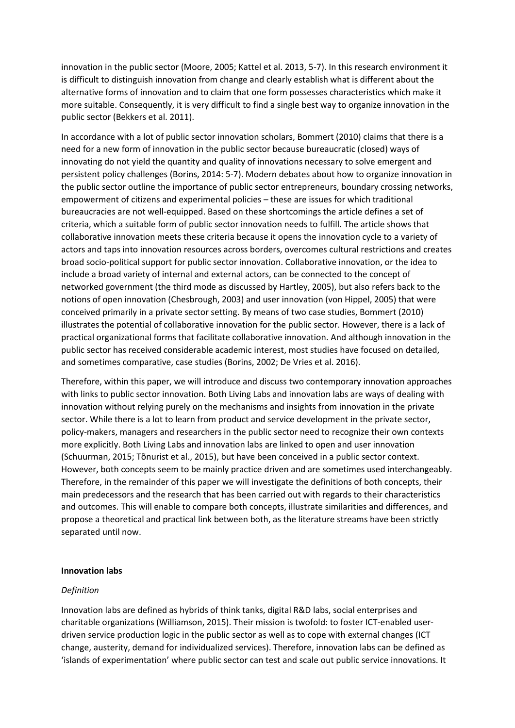innovation in the public sector (Moore, 2005; Kattel et al. 2013, 5-7). In this research environment it is difficult to distinguish innovation from change and clearly establish what is different about the alternative forms of innovation and to claim that one form possesses characteristics which make it more suitable. Consequently, it is very difficult to find a single best way to organize innovation in the public sector (Bekkers et al. 2011).

In accordance with a lot of public sector innovation scholars, Bommert (2010) claims that there is a need for a new form of innovation in the public sector because bureaucratic (closed) ways of innovating do not yield the quantity and quality of innovations necessary to solve emergent and persistent policy challenges (Borins, 2014: 5-7). Modern debates about how to organize innovation in the public sector outline the importance of public sector entrepreneurs, boundary crossing networks, empowerment of citizens and experimental policies – these are issues for which traditional bureaucracies are not well-equipped. Based on these shortcomings the article defines a set of criteria, which a suitable form of public sector innovation needs to fulfill. The article shows that collaborative innovation meets these criteria because it opens the innovation cycle to a variety of actors and taps into innovation resources across borders, overcomes cultural restrictions and creates broad socio-political support for public sector innovation. Collaborative innovation, or the idea to include a broad variety of internal and external actors, can be connected to the concept of networked government (the third mode as discussed by Hartley, 2005), but also refers back to the notions of open innovation (Chesbrough, 2003) and user innovation (von Hippel, 2005) that were conceived primarily in a private sector setting. By means of two case studies, Bommert (2010) illustrates the potential of collaborative innovation for the public sector. However, there is a lack of practical organizational forms that facilitate collaborative innovation. And although innovation in the public sector has received considerable academic interest, most studies have focused on detailed, and sometimes comparative, case studies (Borins, 2002; De Vries et al. 2016).

Therefore, within this paper, we will introduce and discuss two contemporary innovation approaches with links to public sector innovation. Both Living Labs and innovation labs are ways of dealing with innovation without relying purely on the mechanisms and insights from innovation in the private sector. While there is a lot to learn from product and service development in the private sector, policy-makers, managers and researchers in the public sector need to recognize their own contexts more explicitly. Both Living Labs and innovation labs are linked to open and user innovation (Schuurman, 2015; Tõnurist et al., 2015), but have been conceived in a public sector context. However, both concepts seem to be mainly practice driven and are sometimes used interchangeably. Therefore, in the remainder of this paper we will investigate the definitions of both concepts, their main predecessors and the research that has been carried out with regards to their characteristics and outcomes. This will enable to compare both concepts, illustrate similarities and differences, and propose a theoretical and practical link between both, as the literature streams have been strictly separated until now.

## Innovation labs

### *Definition*

Innovation labs are defined as hybrids of think tanks, digital R&D labs, social enterprises and charitable organizations (Williamson, 2015). Their mission is twofold: to foster ICT-enabled user-driven service production logic in the public sector as well as to cope with external changes (ICT change, austerity, demand for individualized services). Therefore, innovation labs can be defined as 'islands of experimentation' where public sector can test and scale out public service innovations. It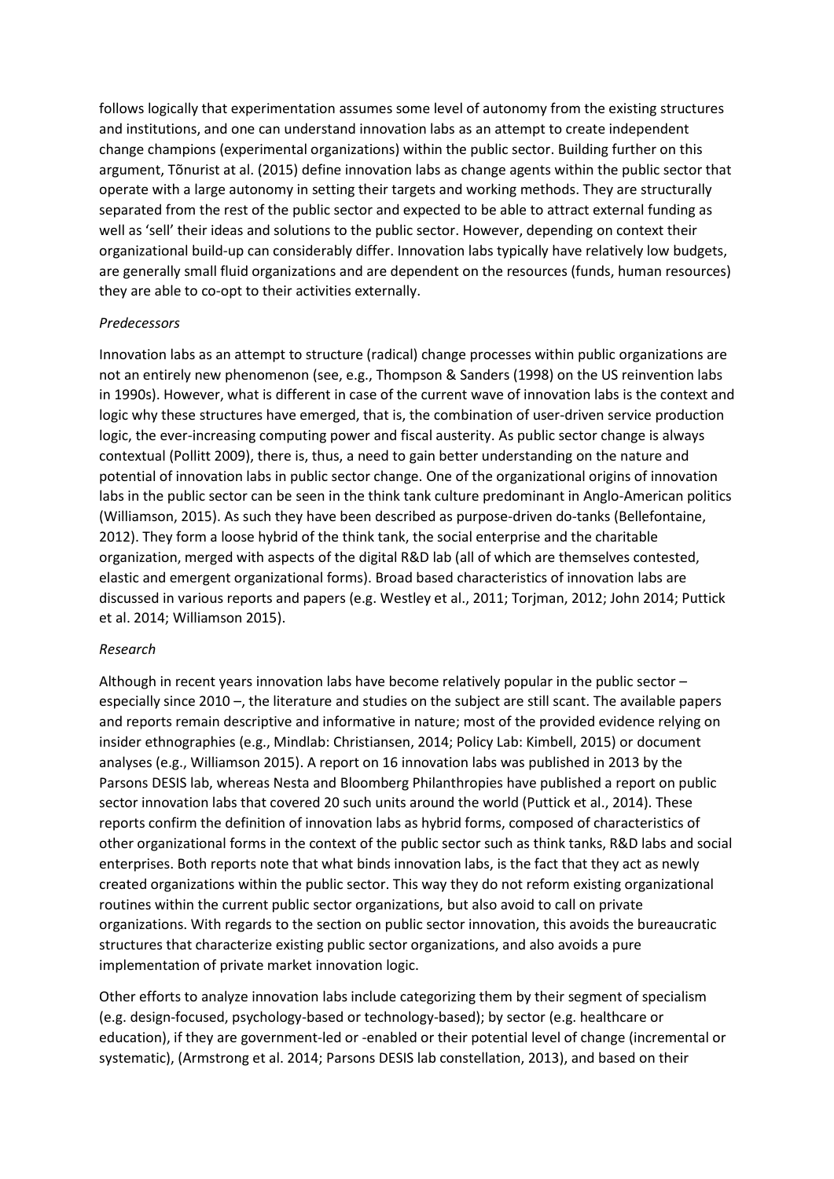follows logically that experimentation assumes some level of autonomy from the existing structures and institutions, and one can understand innovation labs as an attempt to create independent change champions (experimental organizations) within the public sector. Building further on this argument, Tõnurist at al. (2015) define innovation labs as change agents within the public sector that operate with a large autonomy in setting their targets and working methods. They are structurally separated from the rest of the public sector and expected to be able to attract external funding as well as 'sell' their ideas and solutions to the public sector. However, depending on context their organizational build-up can considerably differ. Innovation labs typically have relatively low budgets, are generally small fluid organizations and are dependent on the resources (funds, human resources) they are able to co-opt to their activities externally.

*Predecessors*

Innovation labs as an attempt to structure (radical) change processes within public organizations are not an entirely new phenomenon (see, e.g., Thompson & Sanders (1998) on the US reinvention labs in 1990s). However, what is different in case of the current wave of innovation labs is the context and logic why these structures have emerged, that is, the combination of user-driven service production logic, the ever-increasing computing power and fiscal austerity. As public sector change is always contextual (Pollitt 2009), there is, thus, a need to gain better understanding on the nature and potential of innovation labs in public sector change. One of the organizational origins of innovation labs in the public sector can be seen in the think tank culture predominant in Anglo-American politics (Williamson, 2015). As such they have been described as purpose-driven do-tanks (Bellefontaine, 2012). They form a loose hybrid of the think tank, the social enterprise and the charitable organization, merged with aspects of the digital R&D lab (all of which are themselves contested, elastic and emergent organizational forms). Broad based characteristics of innovation labs are discussed in various reports and papers (e.g. Westley et al., 2011; Torjman, 2012; John 2014; Puttick et al. 2014; Williamson 2015).

*Research*

Although in recent years innovation labs have become relatively popular in the public sector – especially since 2010 –, the literature and studies on the subject are still scant. The available papers and reports remain descriptive and informative in nature; most of the provided evidence relying on insider ethnographies (e.g., Mindlab: Christiansen, 2014; Policy Lab: Kimbell, 2015) or document analyses (e.g., Williamson 2015). A report on 16 innovation labs was published in 2013 by the Parsons DESIS lab, whereas Nesta and Bloomberg Philanthropies have published a report on public sector innovation labs that covered 20 such units around the world (Puttick et al., 2014). These reports confirm the definition of innovation labs as hybrid forms, composed of characteristics of other organizational forms in the context of the public sector such as think tanks, R&D labs and social enterprises. Both reports note that what binds innovation labs, is the fact that they act as newly created organizations within the public sector. This way they do not reform existing organizational routines within the current public sector organizations, but also avoid to call on private organizations. With regards to the section on public sector innovation, this avoids the bureaucratic structures that characterize existing public sector organizations, and also avoids a pure implementation of private market innovation logic.

Other efforts to analyze innovation labs include categorizing them by their segment of specialism (e.g. design-focused, psychology-based or technology-based); by sector (e.g. healthcare or education), if they are government-led or -enabled or their potential level of change (incremental or systematic), (Armstrong et al. 2014; Parsons DESIS lab constellation, 2013), and based on their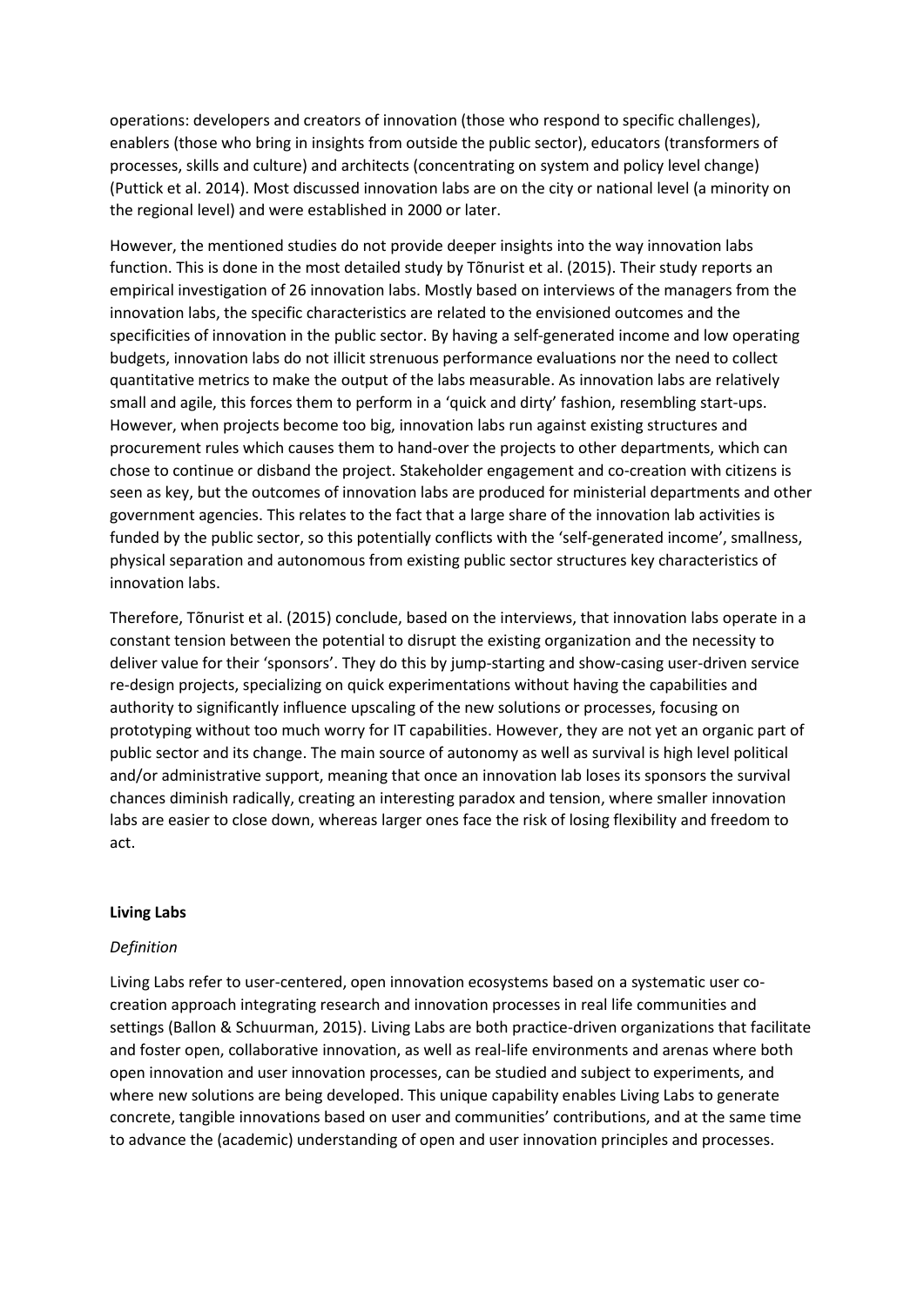operations: developers and creators of innovation (those who respond to specific challenges), enablers (those who bring in insights from outside the public sector), educators (transformers of processes, skills and culture) and architects (concentrating on system and policy level change) (Puttick et al. 2014). Most discussed innovation labs are on the city or national level (a minority on the regional level) and were established in 2000 or later.

However, the mentioned studies do not provide deeper insights into the way innovation labs function. This is done in the most detailed study by Tõnurist et al. (2015). Their study reports an empirical investigation of 26 innovation labs. Mostly based on interviews of the managers from the innovation labs, the specific characteristics are related to the envisioned outcomes and the specificities of innovation in the public sector. By having a self-generated income and low operating budgets, innovation labs do not illicit strenuous performance evaluations nor the need to collect quantitative metrics to make the output of the labs measurable. As innovation labs are relatively small and agile, this forces them to perform in a 'quick and dirty' fashion, resembling start-ups. However, when projects become too big, innovation labs run against existing structures and procurement rules which causes them to hand-over the projects to other departments, which can chose to continue or disband the project. Stakeholder engagement and co-creation with citizens is seen as key, but the outcomes of innovation labs are produced for ministerial departments and other government agencies. This relates to the fact that a large share of the innovation lab activities is funded by the public sector, so this potentially conflicts with the 'self-generated income', smallness, physical separation and autonomous from existing public sector structures key characteristics of innovation labs.

Therefore, Tõnurist et al. (2015) conclude, based on the interviews, that innovation labs operate in a constant tension between the potential to disrupt the existing organization and the necessity to deliver value for their 'sponsors'. They do this by jump-starting and show-casing user-driven service re-design projects, specializing on quick experimentations without having the capabilities and authority to significantly influence upscaling of the new solutions or processes, focusing on prototyping without too much worry for IT capabilities. However, they are not yet an organic part of public sector and its change. The main source of autonomy as well as survival is high level political and/or administrative support, meaning that once an innovation lab loses its sponsors the survival chances diminish radically, creating an interesting paradox and tension, where smaller innovation labs are easier to close down, whereas larger ones face the risk of losing flexibility and freedom to act.

**Living Labs**

*Definition*

Living Labs refer to user-centered, open innovation ecosystems based on a systematic user co-creation approach integrating research and innovation processes in real life communities and settings (Ballon & Schuurman, 2015). Living Labs are both practice-driven organizations that facilitate and foster open, collaborative innovation, as well as real-life environments and arenas where both open innovation and user innovation processes, can be studied and subject to experiments, and where new solutions are being developed. This unique capability enables Living Labs to generate concrete, tangible innovations based on user and communities' contributions, and at the same time to advance the (academic) understanding of open and user innovation principles and processes.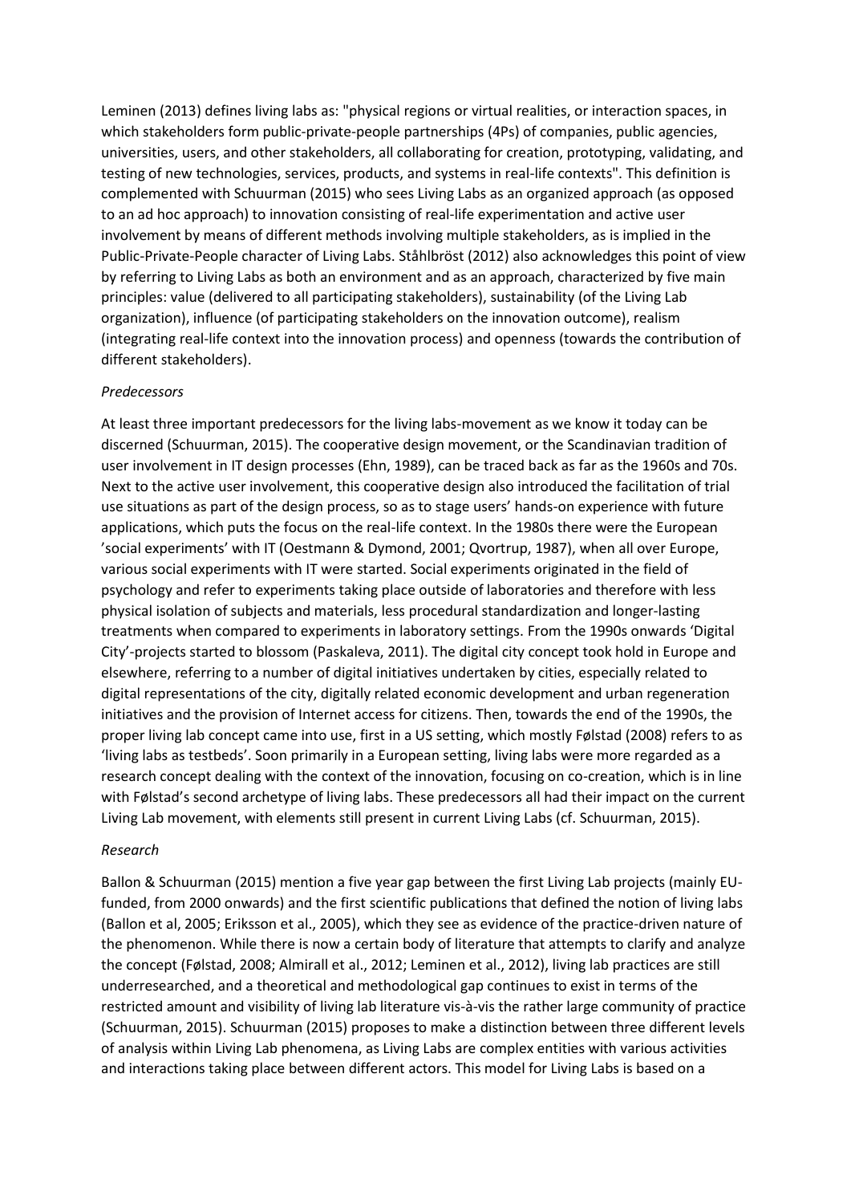Leminen (2013) defines living labs as: "physical regions or virtual realities, or interaction spaces, in which stakeholders form public-private-people partnerships (4Ps) of companies, public agencies, universities, users, and other stakeholders, all collaborating for creation, prototyping, validating, and testing of new technologies, services, products, and systems in real-life contexts". This definition is complemented with Schuurman (2015) who sees Living Labs as an organized approach (as opposed to an ad hoc approach) to innovation consisting of real-life experimentation and active user involvement by means of different methods involving multiple stakeholders, as is implied in the Public-Private-People character of Living Labs. Ståhlbröst (2012) also acknowledges this point of view by referring to Living Labs as both an environment and as an approach, characterized by five main principles: value (delivered to all participating stakeholders), sustainability (of the Living Lab organization), influence (of participating stakeholders on the innovation outcome), realism (integrating real-life context into the innovation process) and openness (towards the contribution of different stakeholders).

*Predecessors*

At least three important predecessors for the living labs-movement as we know it today can be discerned (Schuurman, 2015). The cooperative design movement, or the Scandinavian tradition of user involvement in IT design processes (Ehn, 1989), can be traced back as far as the 1960s and 70s. Next to the active user involvement, this cooperative design also introduced the facilitation of trial use situations as part of the design process, so as to stage users' hands-on experience with future applications, which puts the focus on the real-life context. In the 1980s there were the European 'social experiments' with IT (Oestmann & Dymond, 2001; Qvortrup, 1987), when all over Europe, various social experiments with IT were started. Social experiments originated in the field of psychology and refer to experiments taking place outside of laboratories and therefore with less physical isolation of subjects and materials, less procedural standardization and longer-lasting treatments when compared to experiments in laboratory settings. From the 1990s onwards 'Digital City'-projects started to blossom (Paskaleva, 2011). The digital city concept took hold in Europe and elsewhere, referring to a number of digital initiatives undertaken by cities, especially related to digital representations of the city, digitally related economic development and urban regeneration initiatives and the provision of Internet access for citizens. Then, towards the end of the 1990s, the proper living lab concept came into use, first in a US setting, which mostly Følstad (2008) refers to as 'living labs as testbeds'. Soon primarily in a European setting, living labs were more regarded as a research concept dealing with the context of the innovation, focusing on co-creation, which is in line with Følstad's second archetype of living labs. These predecessors all had their impact on the current Living Lab movement, with elements still present in current Living Labs (cf. Schuurman, 2015).

*Research*

Ballon & Schuurman (2015) mention a five year gap between the first Living Lab projects (mainly EU-funded, from 2000 onwards) and the first scientific publications that defined the notion of living labs (Ballon et al, 2005; Eriksson et al., 2005), which they see as evidence of the practice-driven nature of the phenomenon. While there is now a certain body of literature that attempts to clarify and analyze the concept (Følstad, 2008; Almirall et al., 2012; Leminen et al., 2012), living lab practices are still underresearched, and a theoretical and methodological gap continues to exist in terms of the restricted amount and visibility of living lab literature vis-à-vis the rather large community of practice (Schuurman, 2015). Schuurman (2015) proposes to make a distinction between three different levels of analysis within Living Lab phenomena, as Living Labs are complex entities with various activities and interactions taking place between different actors. This model for Living Labs is based on a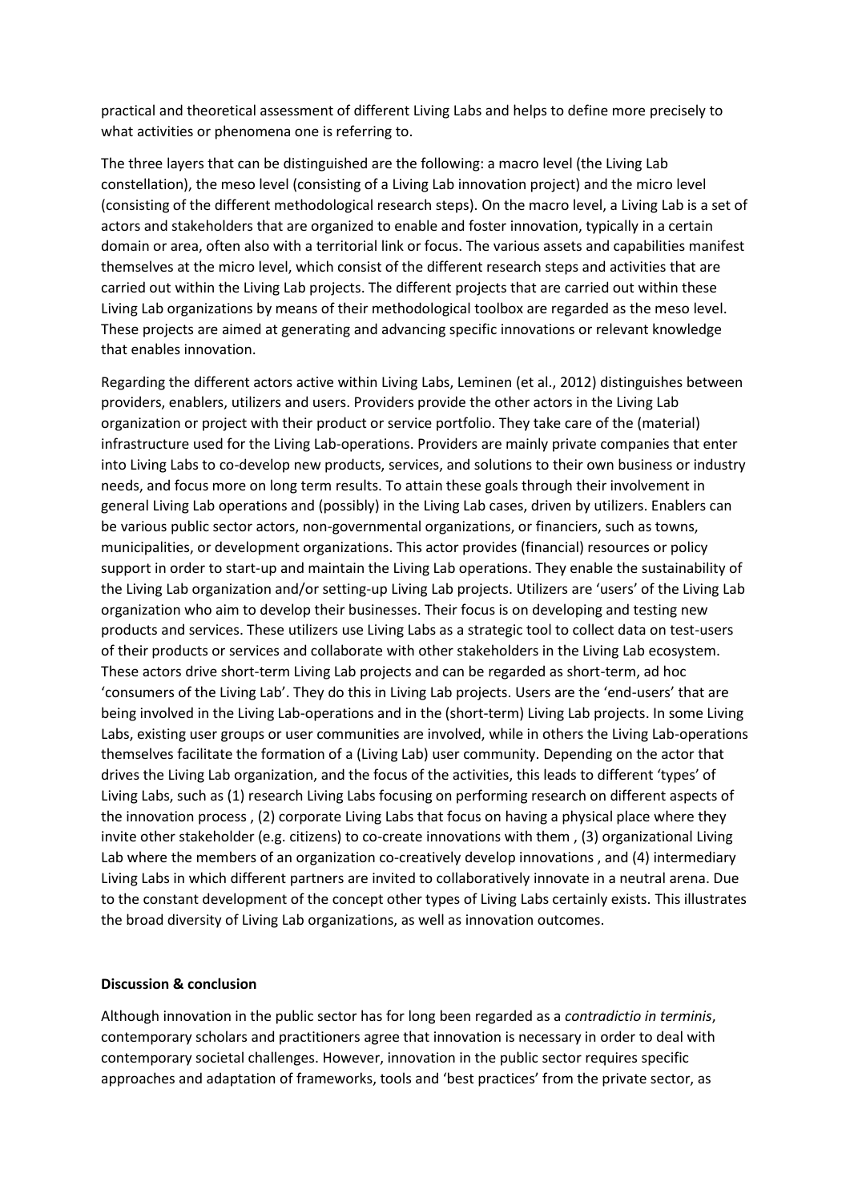practical and theoretical assessment of different Living Labs and helps to define more precisely to what activities or phenomena one is referring to.

The three layers that can be distinguished are the following: a macro level (the Living Lab constellation), the meso level (consisting of a Living Lab innovation project) and the micro level (consisting of the different methodological research steps). On the macro level, a Living Lab is a set of actors and stakeholders that are organized to enable and foster innovation, typically in a certain domain or area, often also with a territorial link or focus. The various assets and capabilities manifest themselves at the micro level, which consist of the different research steps and activities that are carried out within the Living Lab projects. The different projects that are carried out within these Living Lab organizations by means of their methodological toolbox are regarded as the meso level. These projects are aimed at generating and advancing specific innovations or relevant knowledge that enables innovation.

Regarding the different actors active within Living Labs, Leminen (et al., 2012) distinguishes between providers, enablers, utilizers and users. Providers provide the other actors in the Living Lab organization or project with their product or service portfolio. They take care of the (material) infrastructure used for the Living Lab-operations. Providers are mainly private companies that enter into Living Labs to co-develop new products, services, and solutions to their own business or industry needs, and focus more on long term results. To attain these goals through their involvement in general Living Lab operations and (possibly) in the Living Lab cases, driven by utilizers. Enablers can be various public sector actors, non-governmental organizations, or financiers, such as towns, municipalities, or development organizations. This actor provides (financial) resources or policy support in order to start-up and maintain the Living Lab operations. They enable the sustainability of the Living Lab organization and/or setting-up Living Lab projects. Utilizers are 'users' of the Living Lab organization who aim to develop their businesses. Their focus is on developing and testing new products and services. These utilizers use Living Labs as a strategic tool to collect data on test-users of their products or services and collaborate with other stakeholders in the Living Lab ecosystem. These actors drive short-term Living Lab projects and can be regarded as short-term, ad hoc 'consumers of the Living Lab'. They do this in Living Lab projects. Users are the 'end-users' that are being involved in the Living Lab-operations and in the (short-term) Living Lab projects. In some Living Labs, existing user groups or user communities are involved, while in others the Living Lab-operations themselves facilitate the formation of a (Living Lab) user community. Depending on the actor that drives the Living Lab organization, and the focus of the activities, this leads to different 'types' of Living Labs, such as (1) research Living Labs focusing on performing research on different aspects of the innovation process , (2) corporate Living Labs that focus on having a physical place where they invite other stakeholder (e.g. citizens) to co-create innovations with them , (3) organizational Living Lab where the members of an organization co-creatively develop innovations , and (4) intermediary Living Labs in which different partners are invited to collaboratively innovate in a neutral arena. Due to the constant development of the concept other types of Living Labs certainly exists. This illustrates the broad diversity of Living Lab organizations, as well as innovation outcomes.

**Discussion & conclusion**

Although innovation in the public sector has for long been regarded as a *contradictio in terminis*, contemporary scholars and practitioners agree that innovation is necessary in order to deal with contemporary societal challenges. However, innovation in the public sector requires specific approaches and adaptation of frameworks, tools and 'best practices' from the private sector, as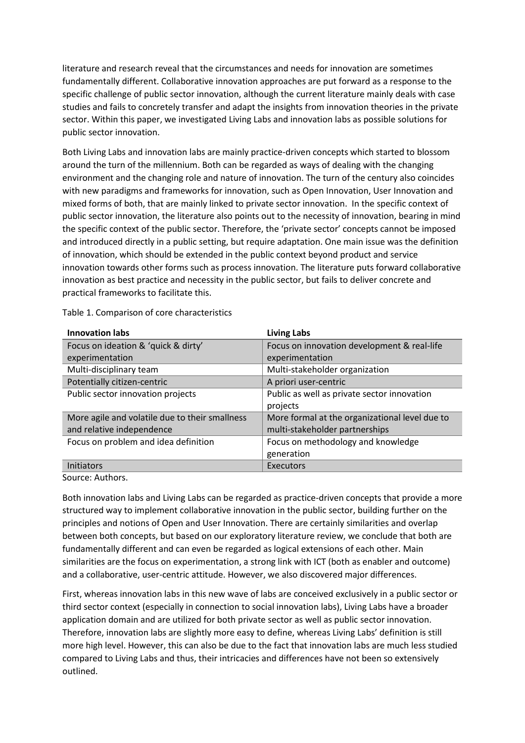literature and research reveal that the circumstances and needs for innovation are sometimes fundamentally different. Collaborative innovation approaches are put forward as a response to the specific challenge of public sector innovation, although the current literature mainly deals with case studies and fails to concretely transfer and adapt the insights from innovation theories in the private sector. Within this paper, we investigated Living Labs and innovation labs as possible solutions for public sector innovation.

Both Living Labs and innovation labs are mainly practice-driven concepts which started to blossom around the turn of the millennium. Both can be regarded as ways of dealing with the changing environment and the changing role and nature of innovation. The turn of the century also coincides with new paradigms and frameworks for innovation, such as Open Innovation, User Innovation and mixed forms of both, that are mainly linked to private sector innovation. In the specific context of public sector innovation, the literature also points out to the necessity of innovation, bearing in mind the specific context of the public sector. Therefore, the 'private sector' concepts cannot be imposed and introduced directly in a public setting, but require adaptation. One main issue was the definition of innovation, which should be extended in the public context beyond product and service innovation towards other forms such as process innovation. The literature puts forward collaborative innovation as best practice and necessity in the public sector, but fails to deliver concrete and practical frameworks to facilitate this.

Table 1. Comparison of core characteristics

| Innovation labs | Living Labs |
|---|---|
| Focus on ideation & 'quick & dirty' experimentation | Focus on innovation development & real-life experimentation |
| Multi-disciplinary team | Multi-stakeholder organization |
| Potentially citizen-centric | A priori user-centric |
| Public sector innovation projects | Public as well as private sector innovation projects |
| More agile and volatile due to their smallness and relative independence | More formal at the organizational level due to multi-stakeholder partnerships |
| Focus on problem and idea definition | Focus on methodology and knowledge generation |
| Initiators | Executors |

Source: Authors.

Both innovation labs and Living Labs can be regarded as practice-driven concepts that provide a more structured way to implement collaborative innovation in the public sector, building further on the principles and notions of Open and User Innovation. There are certainly similarities and overlap between both concepts, but based on our exploratory literature review, we conclude that both are fundamentally different and can even be regarded as logical extensions of each other. Main similarities are the focus on experimentation, a strong link with ICT (both as enabler and outcome) and a collaborative, user-centric attitude. However, we also discovered major differences.

First, whereas innovation labs in this new wave of labs are conceived exclusively in a public sector or third sector context (especially in connection to social innovation labs), Living Labs have a broader application domain and are utilized for both private sector as well as public sector innovation. Therefore, innovation labs are slightly more easy to define, whereas Living Labs' definition is still more high level. However, this can also be due to the fact that innovation labs are much less studied compared to Living Labs and thus, their intricacies and differences have not been so extensively outlined.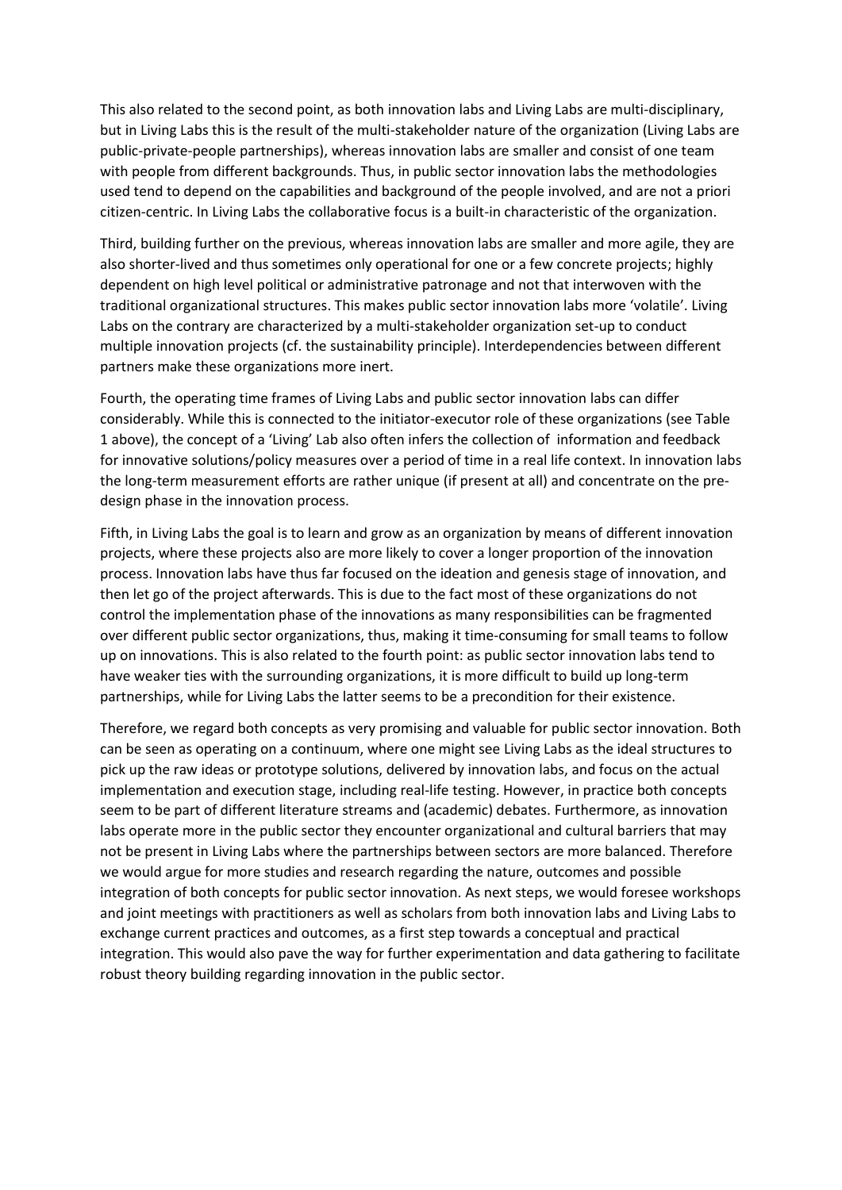This also related to the second point, as both innovation labs and Living Labs are multi-disciplinary, but in Living Labs this is the result of the multi-stakeholder nature of the organization (Living Labs are public-private-people partnerships), whereas innovation labs are smaller and consist of one team with people from different backgrounds. Thus, in public sector innovation labs the methodologies used tend to depend on the capabilities and background of the people involved, and are not a priori citizen-centric. In Living Labs the collaborative focus is a built-in characteristic of the organization.

Third, building further on the previous, whereas innovation labs are smaller and more agile, they are also shorter-lived and thus sometimes only operational for one or a few concrete projects; highly dependent on high level political or administrative patronage and not that interwoven with the traditional organizational structures. This makes public sector innovation labs more 'volatile'. Living Labs on the contrary are characterized by a multi-stakeholder organization set-up to conduct multiple innovation projects (cf. the sustainability principle). Interdependencies between different partners make these organizations more inert.

Fourth, the operating time frames of Living Labs and public sector innovation labs can differ considerably. While this is connected to the initiator-executor role of these organizations (see Table 1 above), the concept of a 'Living' Lab also often infers the collection of information and feedback for innovative solutions/policy measures over a period of time in a real life context. In innovation labs the long-term measurement efforts are rather unique (if present at all) and concentrate on the pre-design phase in the innovation process.

Fifth, in Living Labs the goal is to learn and grow as an organization by means of different innovation projects, where these projects also are more likely to cover a longer proportion of the innovation process. Innovation labs have thus far focused on the ideation and genesis stage of innovation, and then let go of the project afterwards. This is due to the fact most of these organizations do not control the implementation phase of the innovations as many responsibilities can be fragmented over different public sector organizations, thus, making it time-consuming for small teams to follow up on innovations. This is also related to the fourth point: as public sector innovation labs tend to have weaker ties with the surrounding organizations, it is more difficult to build up long-term partnerships, while for Living Labs the latter seems to be a precondition for their existence.

Therefore, we regard both concepts as very promising and valuable for public sector innovation. Both can be seen as operating on a continuum, where one might see Living Labs as the ideal structures to pick up the raw ideas or prototype solutions, delivered by innovation labs, and focus on the actual implementation and execution stage, including real-life testing. However, in practice both concepts seem to be part of different literature streams and (academic) debates. Furthermore, as innovation labs operate more in the public sector they encounter organizational and cultural barriers that may not be present in Living Labs where the partnerships between sectors are more balanced. Therefore we would argue for more studies and research regarding the nature, outcomes and possible integration of both concepts for public sector innovation. As next steps, we would foresee workshops and joint meetings with practitioners as well as scholars from both innovation labs and Living Labs to exchange current practices and outcomes, as a first step towards a conceptual and practical integration. This would also pave the way for further experimentation and data gathering to facilitate robust theory building regarding innovation in the public sector.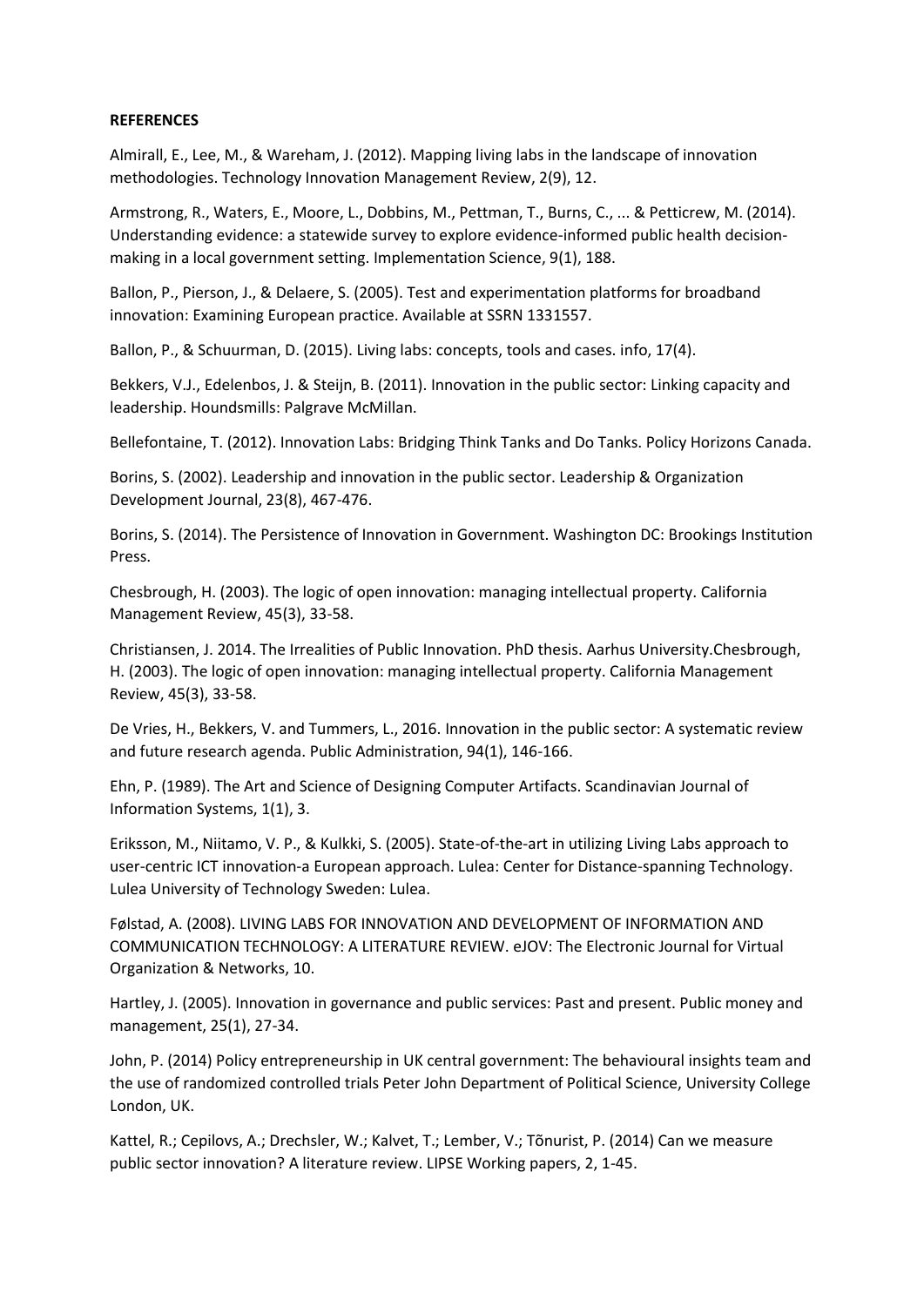**REFERENCES**

Almirall, E., Lee, M., & Wareham, J. (2012). Mapping living labs in the landscape of innovation methodologies. Technology Innovation Management Review, 2(9), 12.

Armstrong, R., Waters, E., Moore, L., Dobbins, M., Pettman, T., Burns, C., ... & Petticrew, M. (2014). Understanding evidence: a statewide survey to explore evidence-informed public health decision-making in a local government setting. Implementation Science, 9(1), 188.

Ballon, P., Pierson, J., & Delaere, S. (2005). Test and experimentation platforms for broadband innovation: Examining European practice. Available at SSRN 1331557.

Ballon, P., & Schuurman, D. (2015). Living labs: concepts, tools and cases. info, 17(4).

Bekkers, V.J., Edelenbos, J. & Steijn, B. (2011). Innovation in the public sector: Linking capacity and leadership. Houndsmills: Palgrave McMillan.

Bellefontaine, T. (2012). Innovation Labs: Bridging Think Tanks and Do Tanks. Policy Horizons Canada.

Borins, S. (2002). Leadership and innovation in the public sector. Leadership & Organization Development Journal, 23(8), 467-476.

Borins, S. (2014). The Persistence of Innovation in Government. Washington DC: Brookings Institution Press.

Chesbrough, H. (2003). The logic of open innovation: managing intellectual property. California Management Review, 45(3), 33-58.

Christiansen, J. 2014. The Irrealities of Public Innovation. PhD thesis. Aarhus University.Chesbrough, H. (2003). The logic of open innovation: managing intellectual property. California Management Review, 45(3), 33-58.

De Vries, H., Bekkers, V. and Tummers, L., 2016. Innovation in the public sector: A systematic review and future research agenda. Public Administration, 94(1), 146-166.

Ehn, P. (1989). The Art and Science of Designing Computer Artifacts. Scandinavian Journal of Information Systems, 1(1), 3.

Eriksson, M., Niitamo, V. P., & Kulkki, S. (2005). State-of-the-art in utilizing Living Labs approach to user-centric ICT innovation-a European approach. Lulea: Center for Distance-spanning Technology. Lulea University of Technology Sweden: Lulea.

Følstad, A. (2008). LIVING LABS FOR INNOVATION AND DEVELOPMENT OF INFORMATION AND COMMUNICATION TECHNOLOGY: A LITERATURE REVIEW. eJOV: The Electronic Journal for Virtual Organization & Networks, 10.

Hartley, J. (2005). Innovation in governance and public services: Past and present. Public money and management, 25(1), 27-34.

John, P. (2014) Policy entrepreneurship in UK central government: The behavioural insights team and the use of randomized controlled trials Peter John Department of Political Science, University College London, UK.

Kattel, R.; Cepilovs, A.; Drechsler, W.; Kalvet, T.; Lember, V.; Tõnurist, P. (2014) Can we measure public sector innovation? A literature review. LIPSE Working papers, 2, 1-45.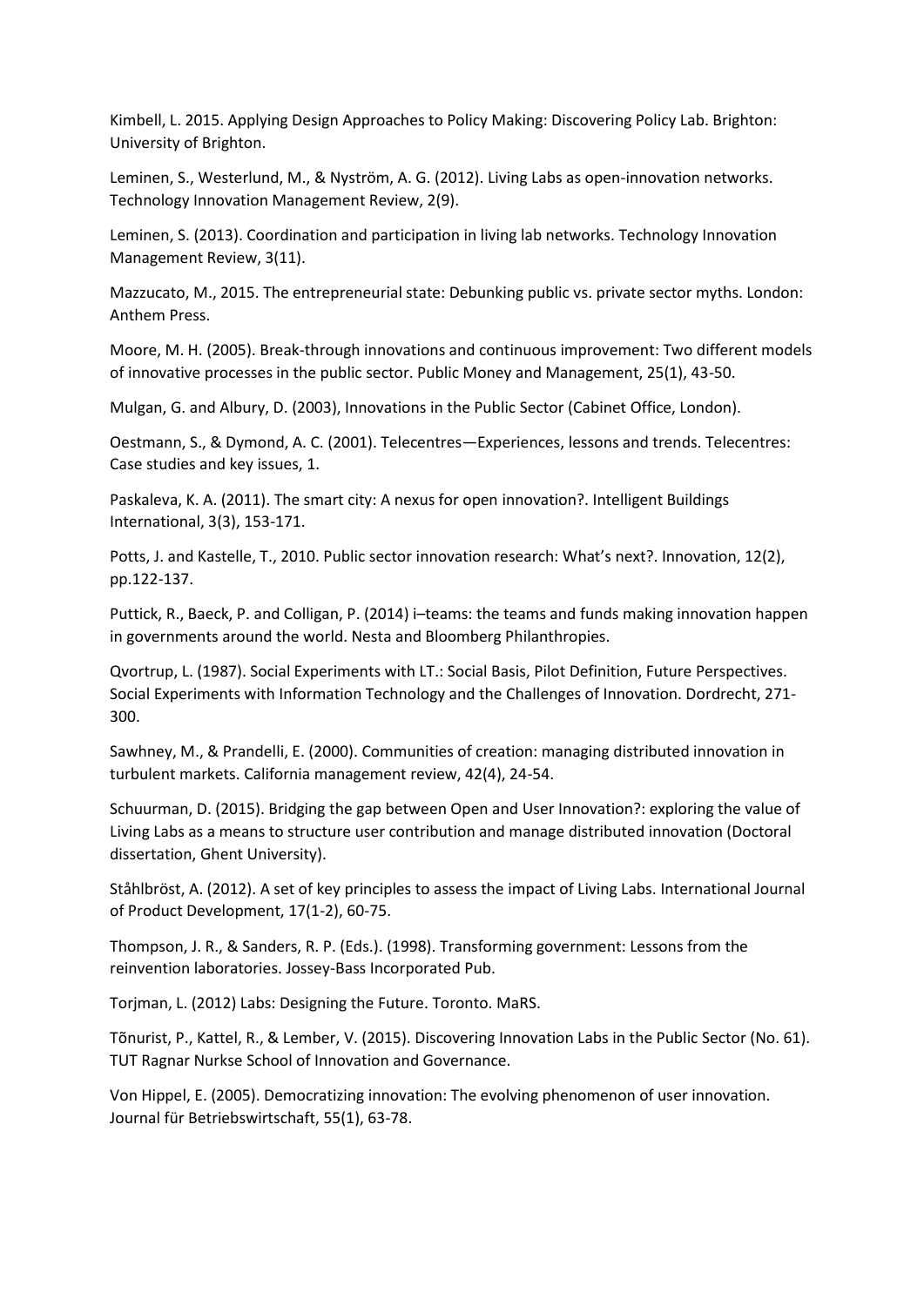Kimbell, L. 2015. Applying Design Approaches to Policy Making: Discovering Policy Lab. Brighton: University of Brighton.

Leminen, S., Westerlund, M., & Nyström, A. G. (2012). Living Labs as open-innovation networks. Technology Innovation Management Review, 2(9).

Leminen, S. (2013). Coordination and participation in living lab networks. Technology Innovation Management Review, 3(11).

Mazzucato, M., 2015. The entrepreneurial state: Debunking public vs. private sector myths. London: Anthem Press.

Moore, M. H. (2005). Break-through innovations and continuous improvement: Two different models of innovative processes in the public sector. Public Money and Management, 25(1), 43-50.

Mulgan, G. and Albury, D. (2003), Innovations in the Public Sector (Cabinet Office, London).

Oestmann, S., & Dymond, A. C. (2001). Telecentres—Experiences, lessons and trends. Telecentres: Case studies and key issues, 1.

Paskaleva, K. A. (2011). The smart city: A nexus for open innovation?. Intelligent Buildings International, 3(3), 153-171.

Potts, J. and Kastelle, T., 2010. Public sector innovation research: What's next?. Innovation, 12(2), pp.122-137.

Puttick, R., Baeck, P. and Colligan, P. (2014) i–teams: the teams and funds making innovation happen in governments around the world. Nesta and Bloomberg Philanthropies.

Qvortrup, L. (1987). Social Experiments with LT.: Social Basis, Pilot Definition, Future Perspectives. Social Experiments with Information Technology and the Challenges of Innovation. Dordrecht, 271-300.

Sawhney, M., & Prandelli, E. (2000). Communities of creation: managing distributed innovation in turbulent markets. California management review, 42(4), 24-54.

Schuurman, D. (2015). Bridging the gap between Open and User Innovation?: exploring the value of Living Labs as a means to structure user contribution and manage distributed innovation (Doctoral dissertation, Ghent University).

Ståhlbröst, A. (2012). A set of key principles to assess the impact of Living Labs. International Journal of Product Development, 17(1-2), 60-75.

Thompson, J. R., & Sanders, R. P. (Eds.). (1998). Transforming government: Lessons from the reinvention laboratories. Jossey-Bass Incorporated Pub.

Torjman, L. (2012) Labs: Designing the Future. Toronto. MaRS.

Tõnurist, P., Kattel, R., & Lember, V. (2015). Discovering Innovation Labs in the Public Sector (No. 61). TUT Ragnar Nurkse School of Innovation and Governance.

Von Hippel, E. (2005). Democratizing innovation: The evolving phenomenon of user innovation. Journal für Betriebswirtschaft, 55(1), 63-78.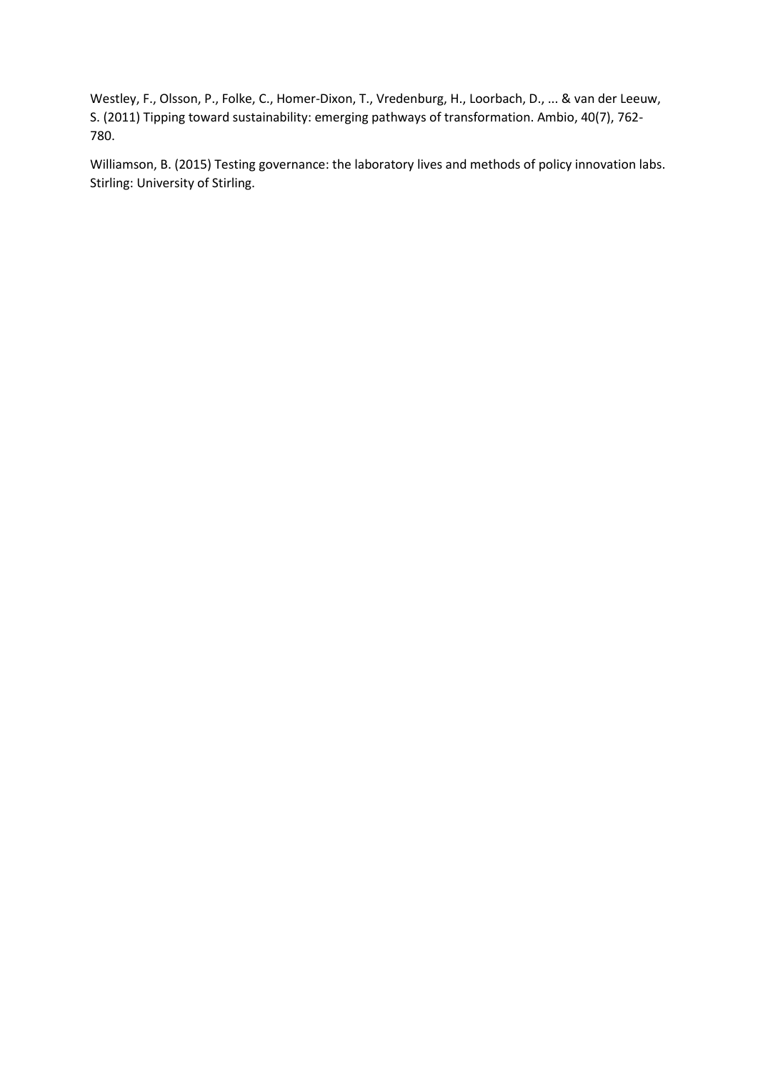Westley, F., Olsson, P., Folke, C., Homer-Dixon, T., Vredenburg, H., Loorbach, D., ... & van der Leeuw, S. (2011) Tipping toward sustainability: emerging pathways of transformation. Ambio, 40(7), 762-780.

Williamson, B. (2015) Testing governance: the laboratory lives and methods of policy innovation labs. Stirling: University of Stirling.